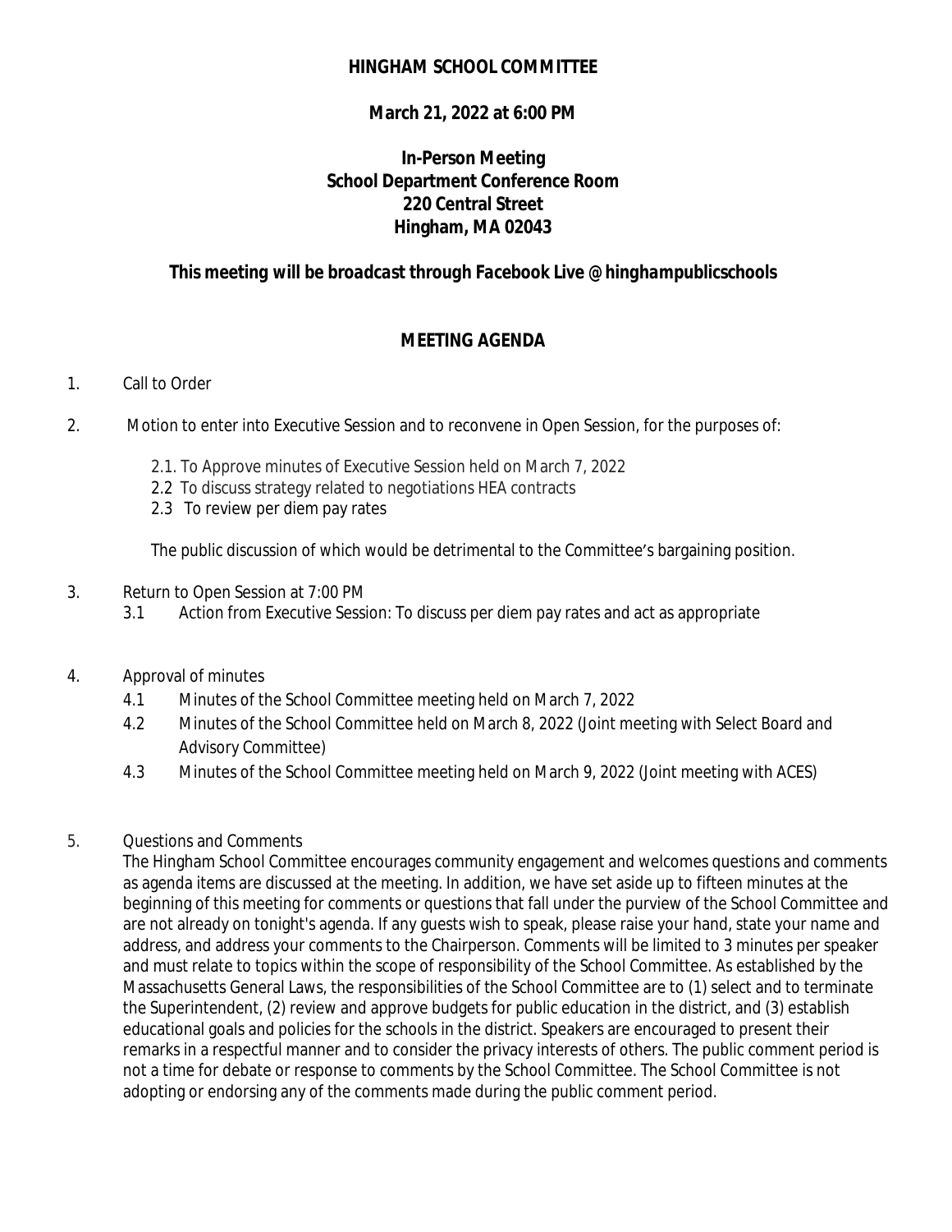# HINGHAM SCHOOL COMMITTEE

**March 21, 2022 at 6:00 PM**

**In-Person Meeting**
**School Department Conference Room**
**220 Central Street**
**Hingham, MA 02043**

***This meeting will be broadcast through Facebook Live @hinghampublicschools***

## MEETING AGENDA

1. Call to Order

2. Motion to enter into Executive Session and to reconvene in Open Session, for the purposes of:

   2.1. To Approve minutes of Executive Session held on March 7, 2022
   2.2 To discuss strategy related to negotiations HEA contracts
   2.3 To review per diem pay rates

   The public discussion of which would be detrimental to the Committee's bargaining position.

3. Return to Open Session at 7:00 PM
   3.1 Action from Executive Session: To discuss per diem pay rates and act as appropriate

4. Approval of minutes
   4.1 Minutes of the School Committee meeting held on March 7, 2022
   4.2 Minutes of the School Committee held on March 8, 2022 (Joint meeting with Select Board and Advisory Committee)
   4.3 Minutes of the School Committee meeting held on March 9, 2022 (Joint meeting with ACES)

5. Questions and Comments
   The Hingham School Committee encourages community engagement and welcomes questions and comments as agenda items are discussed at the meeting. In addition, we have set aside up to fifteen minutes at the beginning of this meeting for comments or questions that fall under the purview of the School Committee and are not already on tonight's agenda. If any guests wish to speak, please raise your hand, state your name and address, and address your comments to the Chairperson. Comments will be limited to 3 minutes per speaker and must relate to topics within the scope of responsibility of the School Committee. As established by the Massachusetts General Laws, the responsibilities of the School Committee are to (1) select and to terminate the Superintendent, (2) review and approve budgets for public education in the district, and (3) establish educational goals and policies for the schools in the district. Speakers are encouraged to present their remarks in a respectful manner and to consider the privacy interests of others. The public comment period is not a time for debate or response to comments by the School Committee. The School Committee is not adopting or endorsing any of the comments made during the public comment period.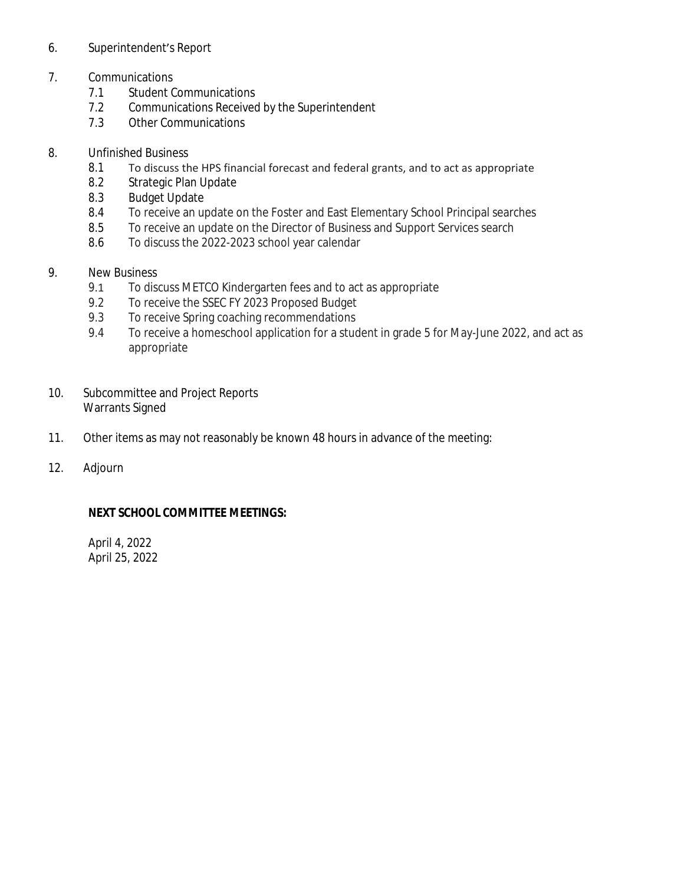6. Superintendent's Report

7. Communications
   - 7.1 Student Communications
   - 7.2 Communications Received by the Superintendent
   - 7.3 Other Communications

8. Unfinished Business
   - 8.1 To discuss the HPS financial forecast and federal grants, and to act as appropriate
   - 8.2 Strategic Plan Update
   - 8.3 Budget Update
   - 8.4 To receive an update on the Foster and East Elementary School Principal searches
   - 8.5 To receive an update on the Director of Business and Support Services search
   - 8.6 To discuss the 2022-2023 school year calendar

9. New Business
   - 9.1 To discuss METCO Kindergarten fees and to act as appropriate
   - 9.2 To receive the SSEC FY 2023 Proposed Budget
   - 9.3 To receive Spring coaching recommendations
   - 9.4 To receive a homeschool application for a student in grade 5 for May-June 2022, and act as appropriate

10. Subcommittee and Project Reports
    Warrants Signed

11. Other items as may not reasonably be known 48 hours in advance of the meeting:

12. Adjourn

**NEXT SCHOOL COMMITTEE MEETINGS:**

April 4, 2022
April 25, 2022